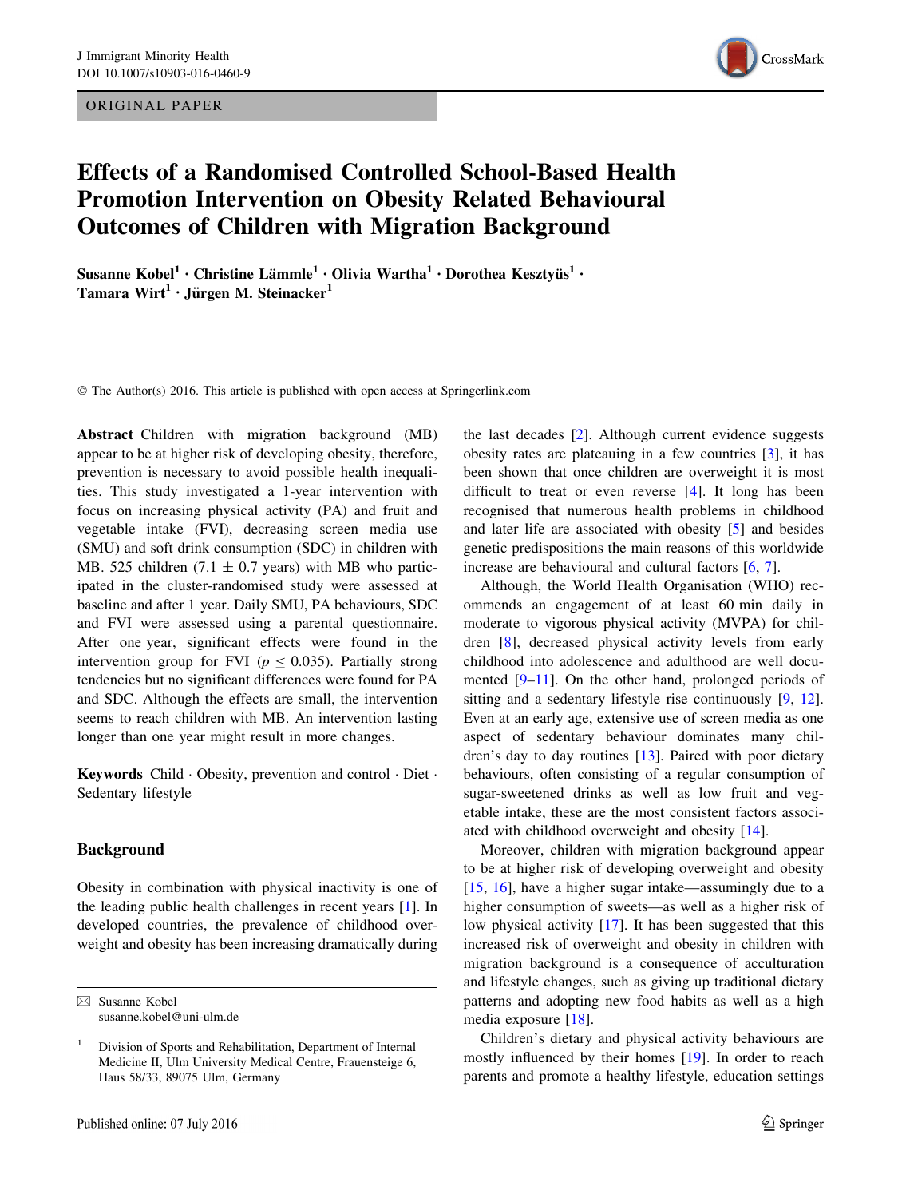ORIGINAL PAPER

# Effects of a Randomised Controlled School-Based Health Promotion Intervention on Obesity Related Behavioural Outcomes of Children with Migration Background

**Susanne Kobel[1] · Christine Lämmle[1] · Olivia Wartha[1] · Dorothea Kesztyüs[1] · Tamara Wirt[1] · Jürgen M. Steinacker[1]**

© The Author(s) 2016. This article is published with open access at Springerlink.com

**Abstract** Children with migration background (MB) appear to be at higher risk of developing obesity, therefore, prevention is necessary to avoid possible health inequalities. This study investigated a 1-year intervention with focus on increasing physical activity (PA) and fruit and vegetable intake (FVI), decreasing screen media use (SMU) and soft drink consumption (SDC) in children with MB. 525 children ($7.1 \pm 0.7$ years) with MB who participated in the cluster-randomised study were assessed at baseline and after 1 year. Daily SMU, PA behaviours, SDC and FVI were assessed using a parental questionnaire. After one year, significant effects were found in the intervention group for FVI ($p \leq 0.035$). Partially strong tendencies but no significant differences were found for PA and SDC. Although the effects are small, the intervention seems to reach children with MB. An intervention lasting longer than one year might result in more changes.

**Keywords** Child · Obesity, prevention and control · Diet · Sedentary lifestyle

## Background

Obesity in combination with physical inactivity is one of the leading public health challenges in recent years [1]. In developed countries, the prevalence of childhood overweight and obesity has been increasing dramatically during the last decades [2]. Although current evidence suggests obesity rates are plateauing in a few countries [3], it has been shown that once children are overweight it is most difficult to treat or even reverse [4]. It long has been recognised that numerous health problems in childhood and later life are associated with obesity [5] and besides genetic predispositions the main reasons of this worldwide increase are behavioural and cultural factors [6, 7].

Although, the World Health Organisation (WHO) recommends an engagement of at least 60 min daily in moderate to vigorous physical activity (MVPA) for children [8], decreased physical activity levels from early childhood into adolescence and adulthood are well documented [9–11]. On the other hand, prolonged periods of sitting and a sedentary lifestyle rise continuously [9, 12]. Even at an early age, extensive use of screen media as one aspect of sedentary behaviour dominates many children's day to day routines [13]. Paired with poor dietary behaviours, often consisting of a regular consumption of sugar-sweetened drinks as well as low fruit and vegetable intake, these are the most consistent factors associated with childhood overweight and obesity [14].

Moreover, children with migration background appear to be at higher risk of developing overweight and obesity [15, 16], have a higher sugar intake—assumingly due to a higher consumption of sweets—as well as a higher risk of low physical activity [17]. It has been suggested that this increased risk of overweight and obesity in children with migration background is a consequence of acculturation and lifestyle changes, such as giving up traditional dietary patterns and adopting new food habits as well as a high media exposure [18].

Children's dietary and physical activity behaviours are mostly influenced by their homes [19]. In order to reach parents and promote a healthy lifestyle, education settings

---

✉ Susanne Kobel
susanne.kobel@uni-ulm.de

[1] Division of Sports and Rehabilitation, Department of Internal Medicine II, Ulm University Medical Centre, Frauensteige 6, Haus 58/33, 89075 Ulm, Germany

Published online: 07 July 2016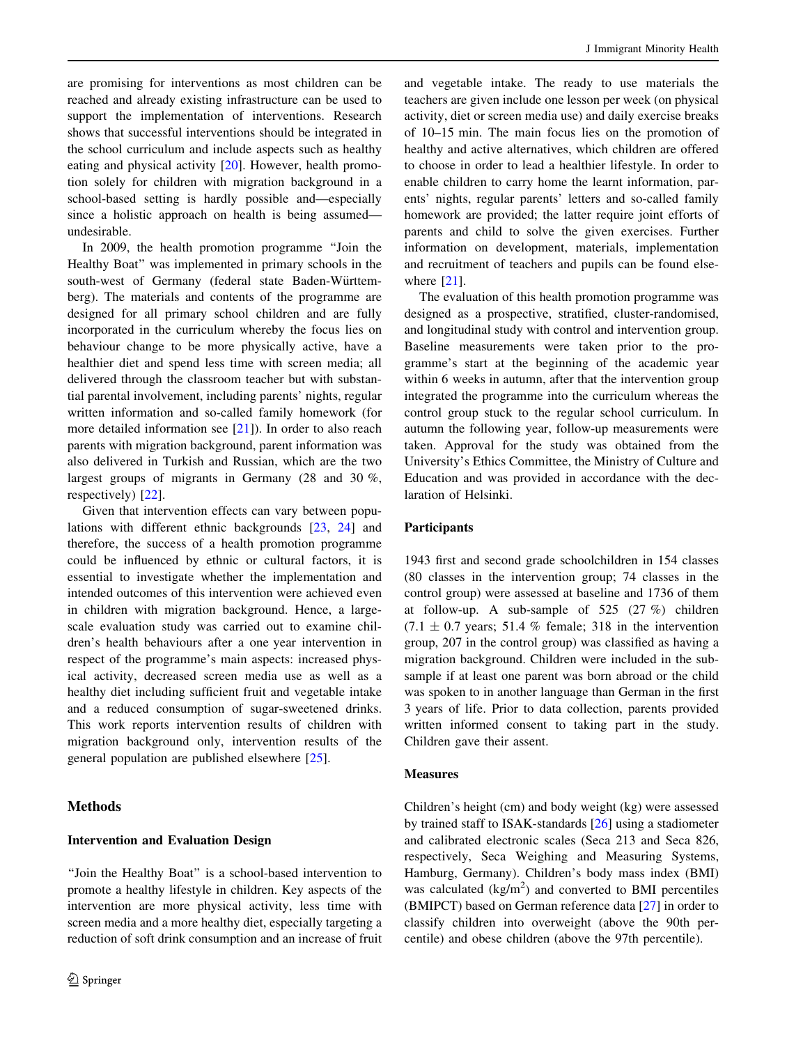are promising for interventions as most children can be reached and already existing infrastructure can be used to support the implementation of interventions. Research shows that successful interventions should be integrated in the school curriculum and include aspects such as healthy eating and physical activity [20]. However, health promotion solely for children with migration background in a school-based setting is hardly possible and—especially since a holistic approach on health is being assumed—undesirable.

In 2009, the health promotion programme "Join the Healthy Boat" was implemented in primary schools in the south-west of Germany (federal state Baden-Württemberg). The materials and contents of the programme are designed for all primary school children and are fully incorporated in the curriculum whereby the focus lies on behaviour change to be more physically active, have a healthier diet and spend less time with screen media; all delivered through the classroom teacher but with substantial parental involvement, including parents' nights, regular written information and so-called family homework (for more detailed information see [21]). In order to also reach parents with migration background, parent information was also delivered in Turkish and Russian, which are the two largest groups of migrants in Germany (28 and 30 %, respectively) [22].

Given that intervention effects can vary between populations with different ethnic backgrounds [23, 24] and therefore, the success of a health promotion programme could be influenced by ethnic or cultural factors, it is essential to investigate whether the implementation and intended outcomes of this intervention were achieved even in children with migration background. Hence, a large-scale evaluation study was carried out to examine children's health behaviours after a one year intervention in respect of the programme's main aspects: increased physical activity, decreased screen media use as well as a healthy diet including sufficient fruit and vegetable intake and a reduced consumption of sugar-sweetened drinks. This work reports intervention results of children with migration background only, intervention results of the general population are published elsewhere [25].

## Methods

### Intervention and Evaluation Design

"Join the Healthy Boat" is a school-based intervention to promote a healthy lifestyle in children. Key aspects of the intervention are more physical activity, less time with screen media and a more healthy diet, especially targeting a reduction of soft drink consumption and an increase of fruit and vegetable intake. The ready to use materials the teachers are given include one lesson per week (on physical activity, diet or screen media use) and daily exercise breaks of 10–15 min. The main focus lies on the promotion of healthy and active alternatives, which children are offered to choose in order to lead a healthier lifestyle. In order to enable children to carry home the learnt information, parents' nights, regular parents' letters and so-called family homework are provided; the latter require joint efforts of parents and child to solve the given exercises. Further information on development, materials, implementation and recruitment of teachers and pupils can be found elsewhere [21].

The evaluation of this health promotion programme was designed as a prospective, stratified, cluster-randomised, and longitudinal study with control and intervention group. Baseline measurements were taken prior to the programme's start at the beginning of the academic year within 6 weeks in autumn, after that the intervention group integrated the programme into the curriculum whereas the control group stuck to the regular school curriculum. In autumn the following year, follow-up measurements were taken. Approval for the study was obtained from the University's Ethics Committee, the Ministry of Culture and Education and was provided in accordance with the declaration of Helsinki.

### Participants

1943 first and second grade schoolchildren in 154 classes (80 classes in the intervention group; 74 classes in the control group) were assessed at baseline and 1736 of them at follow-up. A sub-sample of 525 (27 %) children ($7.1 \pm 0.7$ years; 51.4 % female; 318 in the intervention group, 207 in the control group) was classified as having a migration background. Children were included in the sub-sample if at least one parent was born abroad or the child was spoken to in another language than German in the first 3 years of life. Prior to data collection, parents provided written informed consent to taking part in the study. Children gave their assent.

### Measures

Children's height (cm) and body weight (kg) were assessed by trained staff to ISAK-standards [26] using a stadiometer and calibrated electronic scales (Seca 213 and Seca 826, respectively, Seca Weighing and Measuring Systems, Hamburg, Germany). Children's body mass index (BMI) was calculated (kg/m$^2$) and converted to BMI percentiles (BMIPCT) based on German reference data [27] in order to classify children into overweight (above the 90th percentile) and obese children (above the 97th percentile).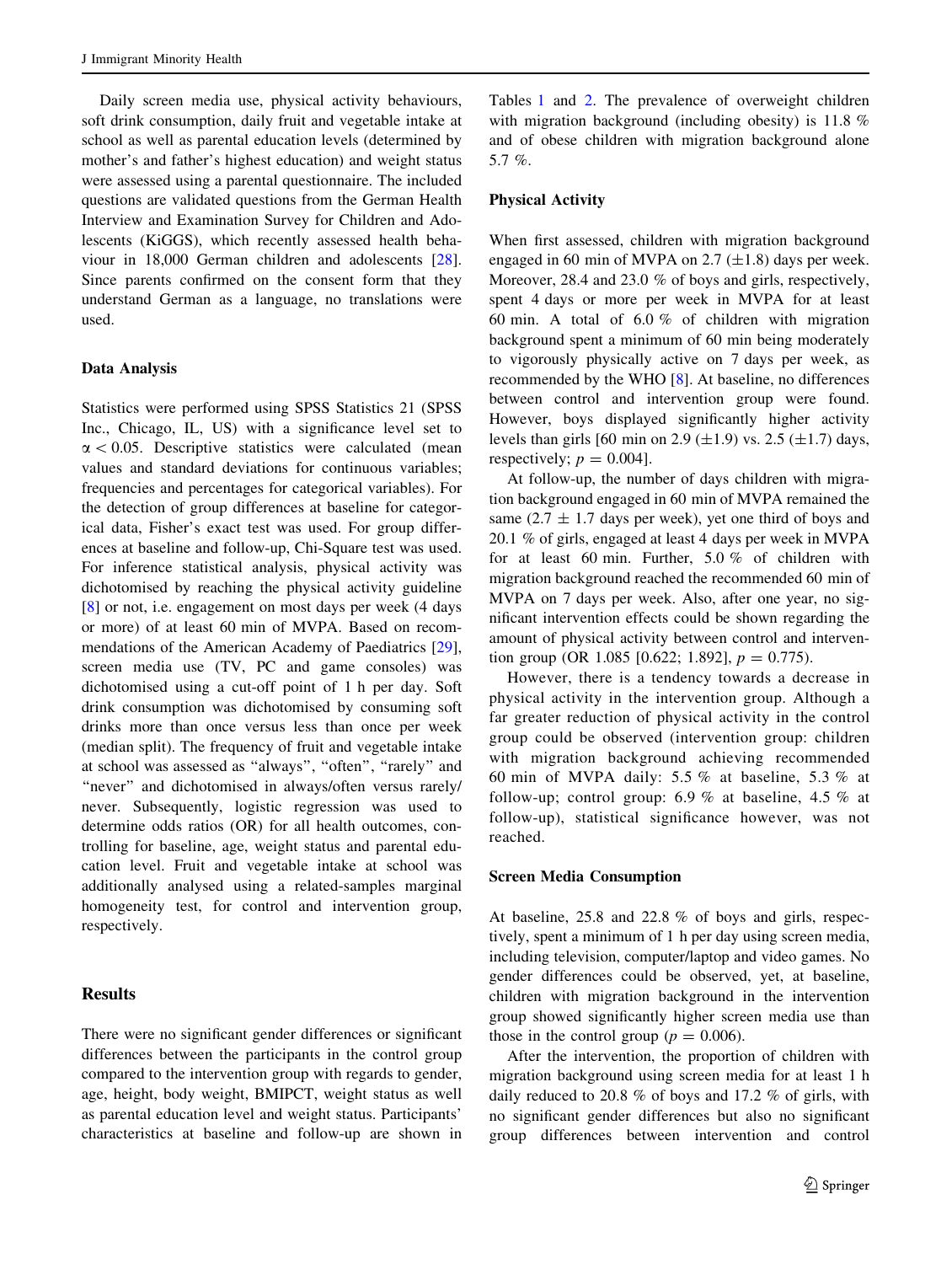Daily screen media use, physical activity behaviours, soft drink consumption, daily fruit and vegetable intake at school as well as parental education levels (determined by mother's and father's highest education) and weight status were assessed using a parental questionnaire. The included questions are validated questions from the German Health Interview and Examination Survey for Children and Adolescents (KiGGS), which recently assessed health behaviour in 18,000 German children and adolescents [28]. Since parents confirmed on the consent form that they understand German as a language, no translations were used.

### Data Analysis

Statistics were performed using SPSS Statistics 21 (SPSS Inc., Chicago, IL, US) with a significance level set to $\alpha < 0.05$. Descriptive statistics were calculated (mean values and standard deviations for continuous variables; frequencies and percentages for categorical variables). For the detection of group differences at baseline for categorical data, Fisher's exact test was used. For group differences at baseline and follow-up, Chi-Square test was used. For inference statistical analysis, physical activity was dichotomised by reaching the physical activity guideline [8] or not, i.e. engagement on most days per week (4 days or more) of at least 60 min of MVPA. Based on recommendations of the American Academy of Paediatrics [29], screen media use (TV, PC and game consoles) was dichotomised using a cut-off point of 1 h per day. Soft drink consumption was dichotomised by consuming soft drinks more than once versus less than once per week (median split). The frequency of fruit and vegetable intake at school was assessed as "always", "often", "rarely" and "never" and dichotomised in always/often versus rarely/never. Subsequently, logistic regression was used to determine odds ratios (OR) for all health outcomes, controlling for baseline, age, weight status and parental education level. Fruit and vegetable intake at school was additionally analysed using a related-samples marginal homogeneity test, for control and intervention group, respectively.

## Results

There were no significant gender differences or significant differences between the participants in the control group compared to the intervention group with regards to gender, age, height, body weight, BMIPCT, weight status as well as parental education level and weight status. Participants' characteristics at baseline and follow-up are shown in Tables 1 and 2. The prevalence of overweight children with migration background (including obesity) is 11.8 % and of obese children with migration background alone 5.7 %.

### Physical Activity

When first assessed, children with migration background engaged in 60 min of MVPA on 2.7 ($\pm$1.8) days per week. Moreover, 28.4 and 23.0 % of boys and girls, respectively, spent 4 days or more per week in MVPA for at least 60 min. A total of 6.0 % of children with migration background spent a minimum of 60 min being moderately to vigorously physically active on 7 days per week, as recommended by the WHO [8]. At baseline, no differences between control and intervention group were found. However, boys displayed significantly higher activity levels than girls [60 min on 2.9 ($\pm$1.9) vs. 2.5 ($\pm$1.7) days, respectively; $p = 0.004$].

At follow-up, the number of days children with migration background engaged in 60 min of MVPA remained the same (2.7 $\pm$ 1.7 days per week), yet one third of boys and 20.1 % of girls, engaged at least 4 days per week in MVPA for at least 60 min. Further, 5.0 % of children with migration background reached the recommended 60 min of MVPA on 7 days per week. Also, after one year, no significant intervention effects could be shown regarding the amount of physical activity between control and intervention group (OR 1.085 [0.622; 1.892], $p = 0.775$).

However, there is a tendency towards a decrease in physical activity in the intervention group. Although a far greater reduction of physical activity in the control group could be observed (intervention group: children with migration background achieving recommended 60 min of MVPA daily: 5.5 % at baseline, 5.3 % at follow-up; control group: 6.9 % at baseline, 4.5 % at follow-up), statistical significance however, was not reached.

### Screen Media Consumption

At baseline, 25.8 and 22.8 % of boys and girls, respectively, spent a minimum of 1 h per day using screen media, including television, computer/laptop and video games. No gender differences could be observed, yet, at baseline, children with migration background in the intervention group showed significantly higher screen media use than those in the control group ($p = 0.006$).

After the intervention, the proportion of children with migration background using screen media for at least 1 h daily reduced to 20.8 % of boys and 17.2 % of girls, with no significant gender differences but also no significant group differences between intervention and control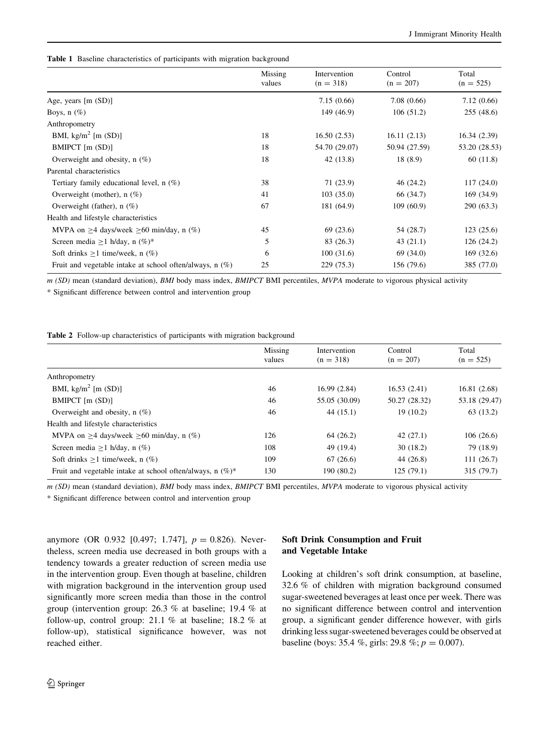**Table 1** Baseline characteristics of participants with migration background

| | Missing values | Intervention (n = 318) | Control (n = 207) | Total (n = 525) |
|---|---|---|---|---|
| Age, years [m (SD)] | | 7.15 (0.66) | 7.08 (0.66) | 7.12 (0.66) |
| Boys, n (%) | | 149 (46.9) | 106 (51.2) | 255 (48.6) |
| Anthropometry | | | | |
| BMI, kg/m$^2$ [m (SD)] | 18 | 16.50 (2.53) | 16.11 (2.13) | 16.34 (2.39) |
| BMIPCT [m (SD)] | 18 | 54.70 (29.07) | 50.94 (27.59) | 53.20 (28.53) |
| Overweight and obesity, n (%) | 18 | 42 (13.8) | 18 (8.9) | 60 (11.8) |
| Parental characteristics | | | | |
| Tertiary family educational level, n (%) | 38 | 71 (23.9) | 46 (24.2) | 117 (24.0) |
| Overweight (mother), n (%) | 41 | 103 (35.0) | 66 (34.7) | 169 (34.9) |
| Overweight (father), n (%) | 67 | 181 (64.9) | 109 (60.9) | 290 (63.3) |
| Health and lifestyle characteristics | | | | |
| MVPA on ≥4 days/week ≥60 min/day, n (%) | 45 | 69 (23.6) | 54 (28.7) | 123 (25.6) |
| Screen media ≥1 h/day, n (%)* | 5 | 83 (26.3) | 43 (21.1) | 126 (24.2) |
| Soft drinks ≥1 time/week, n (%) | 6 | 100 (31.6) | 69 (34.0) | 169 (32.6) |
| Fruit and vegetable intake at school often/always, n (%) | 25 | 229 (75.3) | 156 (79.6) | 385 (77.0) |

*m (SD)* mean (standard deviation), *BMI* body mass index, *BMIPCT* BMI percentiles, *MVPA* moderate to vigorous physical activity

* Significant difference between control and intervention group

**Table 2** Follow-up characteristics of participants with migration background

| | Missing values | Intervention (n = 318) | Control (n = 207) | Total (n = 525) |
|---|---|---|---|---|
| Anthropometry | | | | |
| BMI, kg/m$^2$ [m (SD)] | 46 | 16.99 (2.84) | 16.53 (2.41) | 16.81 (2.68) |
| BMIPCT [m (SD)] | 46 | 55.05 (30.09) | 50.27 (28.32) | 53.18 (29.47) |
| Overweight and obesity, n (%) | 46 | 44 (15.1) | 19 (10.2) | 63 (13.2) |
| Health and lifestyle characteristics | | | | |
| MVPA on ≥4 days/week ≥60 min/day, n (%) | 126 | 64 (26.2) | 42 (27.1) | 106 (26.6) |
| Screen media ≥1 h/day, n (%) | 108 | 49 (19.4) | 30 (18.2) | 79 (18.9) |
| Soft drinks ≥1 time/week, n (%) | 109 | 67 (26.6) | 44 (26.8) | 111 (26.7) |
| Fruit and vegetable intake at school often/always, n (%)* | 130 | 190 (80.2) | 125 (79.1) | 315 (79.7) |

*m (SD)* mean (standard deviation), *BMI* body mass index, *BMIPCT* BMI percentiles, *MVPA* moderate to vigorous physical activity

* Significant difference between control and intervention group

anymore (OR 0.932 [0.497; 1.747], $p = 0.826$). Nevertheless, screen media use decreased in both groups with a tendency towards a greater reduction of screen media use in the intervention group. Even though at baseline, children with migration background in the intervention group used significantly more screen media than those in the control group (intervention group: 26.3 % at baseline; 19.4 % at follow-up, control group: 21.1 % at baseline; 18.2 % at follow-up), statistical significance however, was not reached either.

### Soft Drink Consumption and Fruit and Vegetable Intake

Looking at children's soft drink consumption, at baseline, 32.6 % of children with migration background consumed sugar-sweetened beverages at least once per week. There was no significant difference between control and intervention group, a significant gender difference however, with girls drinking less sugar-sweetened beverages could be observed at baseline (boys: 35.4 %, girls: 29.8 %; $p = 0.007$).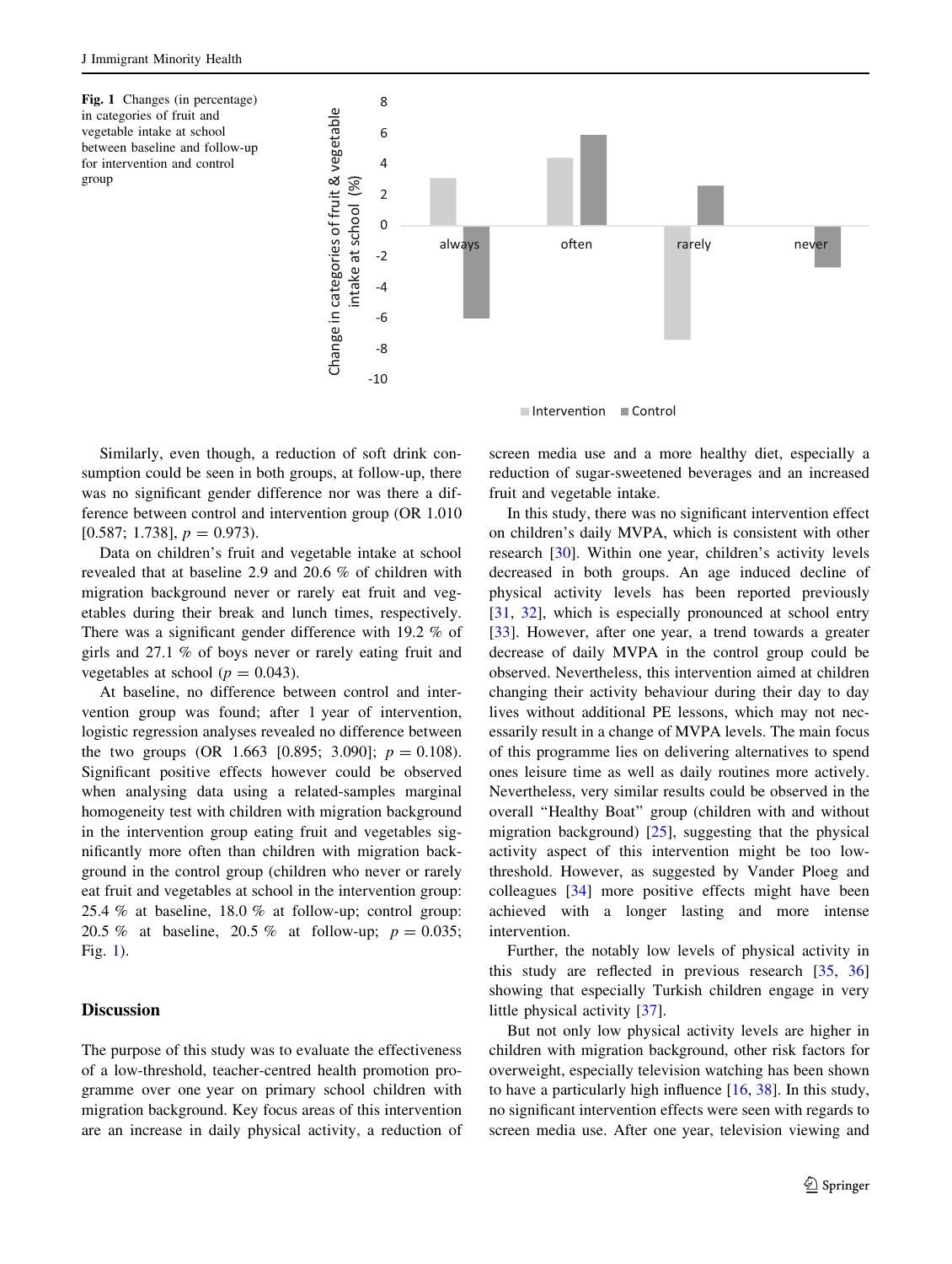Fig. 1 Changes (in percentage) in categories of fruit and vegetable intake at school between baseline and follow-up for intervention and control group

Similarly, even though, a reduction of soft drink consumption could be seen in both groups, at follow-up, there was no significant gender difference nor was there a difference between control and intervention group (OR 1.010 [0.587; 1.738], $p = 0.973$).

Data on children's fruit and vegetable intake at school revealed that at baseline 2.9 and 20.6 % of children with migration background never or rarely eat fruit and vegetables during their break and lunch times, respectively. There was a significant gender difference with 19.2 % of girls and 27.1 % of boys never or rarely eating fruit and vegetables at school ($p = 0.043$).

At baseline, no difference between control and intervention group was found; after 1 year of intervention, logistic regression analyses revealed no difference between the two groups (OR 1.663 [0.895; 3.090]; $p = 0.108$). Significant positive effects however could be observed when analysing data using a related-samples marginal homogeneity test with children with migration background in the intervention group eating fruit and vegetables significantly more often than children with migration background in the control group (children who never or rarely eat fruit and vegetables at school in the intervention group: 25.4 % at baseline, 18.0 % at follow-up; control group: 20.5 % at baseline, 20.5 % at follow-up; $p = 0.035$; Fig. 1).

## Discussion

The purpose of this study was to evaluate the effectiveness of a low-threshold, teacher-centred health promotion programme over one year on primary school children with migration background. Key focus areas of this intervention are an increase in daily physical activity, a reduction of screen media use and a more healthy diet, especially a reduction of sugar-sweetened beverages and an increased fruit and vegetable intake.

In this study, there was no significant intervention effect on children's daily MVPA, which is consistent with other research [30]. Within one year, children's activity levels decreased in both groups. An age induced decline of physical activity levels has been reported previously [31, 32], which is especially pronounced at school entry [33]. However, after one year, a trend towards a greater decrease of daily MVPA in the control group could be observed. Nevertheless, this intervention aimed at children changing their activity behaviour during their day to day lives without additional PE lessons, which may not necessarily result in a change of MVPA levels. The main focus of this programme lies on delivering alternatives to spend ones leisure time as well as daily routines more actively. Nevertheless, very similar results could be observed in the overall "Healthy Boat" group (children with and without migration background) [25], suggesting that the physical activity aspect of this intervention might be too low-threshold. However, as suggested by Vander Ploeg and colleagues [34] more positive effects might have been achieved with a longer lasting and more intense intervention.

Further, the notably low levels of physical activity in this study are reflected in previous research [35, 36] showing that especially Turkish children engage in very little physical activity [37].

But not only low physical activity levels are higher in children with migration background, other risk factors for overweight, especially television watching has been shown to have a particularly high influence [16, 38]. In this study, no significant intervention effects were seen with regards to screen media use. After one year, television viewing and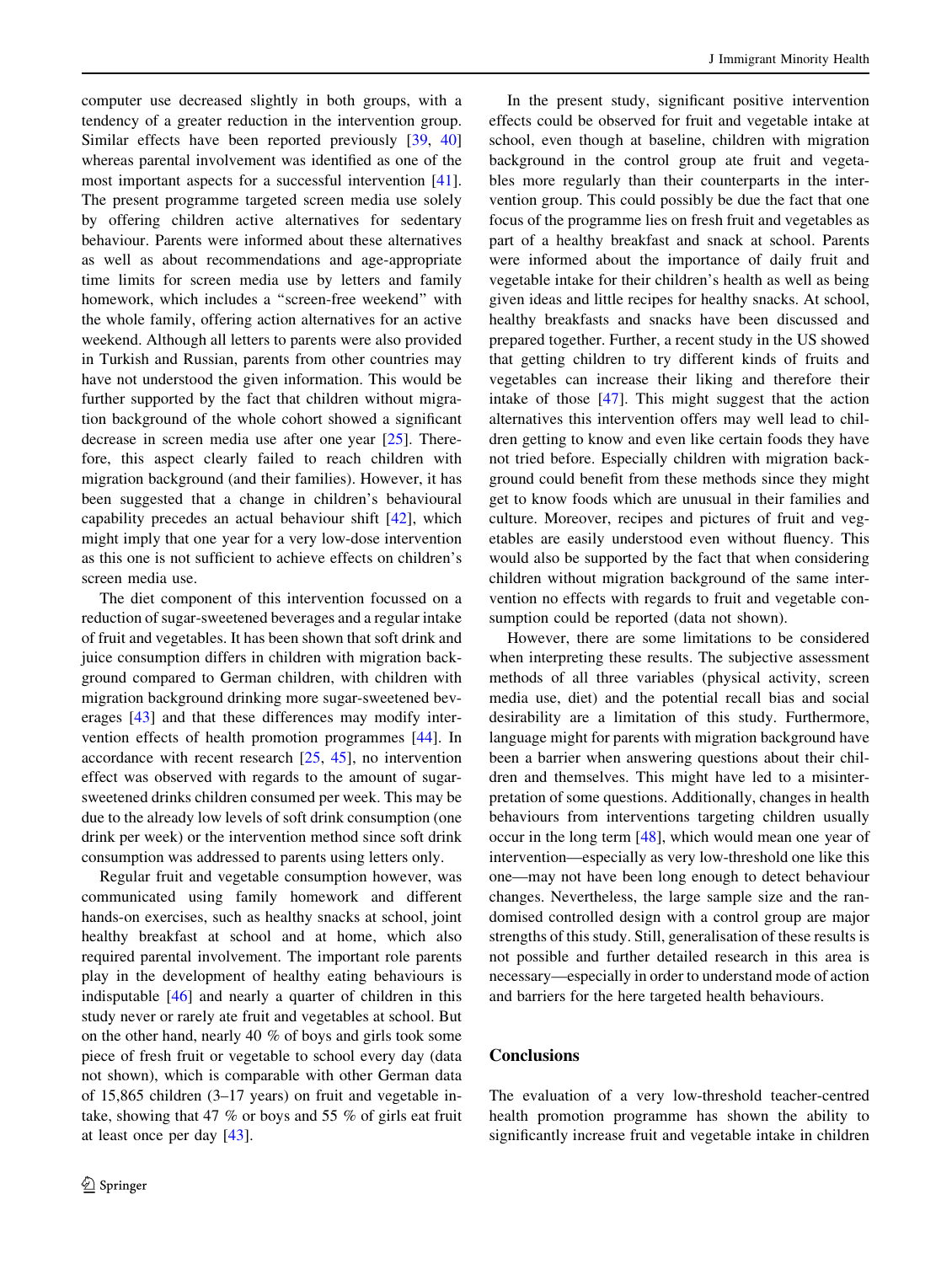computer use decreased slightly in both groups, with a tendency of a greater reduction in the intervention group. Similar effects have been reported previously [39, 40] whereas parental involvement was identified as one of the most important aspects for a successful intervention [41]. The present programme targeted screen media use solely by offering children active alternatives for sedentary behaviour. Parents were informed about these alternatives as well as about recommendations and age-appropriate time limits for screen media use by letters and family homework, which includes a "screen-free weekend" with the whole family, offering action alternatives for an active weekend. Although all letters to parents were also provided in Turkish and Russian, parents from other countries may have not understood the given information. This would be further supported by the fact that children without migration background of the whole cohort showed a significant decrease in screen media use after one year [25]. Therefore, this aspect clearly failed to reach children with migration background (and their families). However, it has been suggested that a change in children's behavioural capability precedes an actual behaviour shift [42], which might imply that one year for a very low-dose intervention as this one is not sufficient to achieve effects on children's screen media use.

The diet component of this intervention focussed on a reduction of sugar-sweetened beverages and a regular intake of fruit and vegetables. It has been shown that soft drink and juice consumption differs in children with migration background compared to German children, with children with migration background drinking more sugar-sweetened beverages [43] and that these differences may modify intervention effects of health promotion programmes [44]. In accordance with recent research [25, 45], no intervention effect was observed with regards to the amount of sugar-sweetened drinks children consumed per week. This may be due to the already low levels of soft drink consumption (one drink per week) or the intervention method since soft drink consumption was addressed to parents using letters only.

Regular fruit and vegetable consumption however, was communicated using family homework and different hands-on exercises, such as healthy snacks at school, joint healthy breakfast at school and at home, which also required parental involvement. The important role parents play in the development of healthy eating behaviours is indisputable [46] and nearly a quarter of children in this study never or rarely ate fruit and vegetables at school. But on the other hand, nearly 40 % of boys and girls took some piece of fresh fruit or vegetable to school every day (data not shown), which is comparable with other German data of 15,865 children (3–17 years) on fruit and vegetable intake, showing that 47 % or boys and 55 % of girls eat fruit at least once per day [43].

In the present study, significant positive intervention effects could be observed for fruit and vegetable intake at school, even though at baseline, children with migration background in the control group ate fruit and vegetables more regularly than their counterparts in the intervention group. This could possibly be due the fact that one focus of the programme lies on fresh fruit and vegetables as part of a healthy breakfast and snack at school. Parents were informed about the importance of daily fruit and vegetable intake for their children's health as well as being given ideas and little recipes for healthy snacks. At school, healthy breakfasts and snacks have been discussed and prepared together. Further, a recent study in the US showed that getting children to try different kinds of fruits and vegetables can increase their liking and therefore their intake of those [47]. This might suggest that the action alternatives this intervention offers may well lead to children getting to know and even like certain foods they have not tried before. Especially children with migration background could benefit from these methods since they might get to know foods which are unusual in their families and culture. Moreover, recipes and pictures of fruit and vegetables are easily understood even without fluency. This would also be supported by the fact that when considering children without migration background of the same intervention no effects with regards to fruit and vegetable consumption could be reported (data not shown).

However, there are some limitations to be considered when interpreting these results. The subjective assessment methods of all three variables (physical activity, screen media use, diet) and the potential recall bias and social desirability are a limitation of this study. Furthermore, language might for parents with migration background have been a barrier when answering questions about their children and themselves. This might have led to a misinterpretation of some questions. Additionally, changes in health behaviours from interventions targeting children usually occur in the long term [48], which would mean one year of intervention—especially as very low-threshold one like this one—may not have been long enough to detect behaviour changes. Nevertheless, the large sample size and the randomised controlled design with a control group are major strengths of this study. Still, generalisation of these results is not possible and further detailed research in this area is necessary—especially in order to understand mode of action and barriers for the here targeted health behaviours.

## Conclusions

The evaluation of a very low-threshold teacher-centred health promotion programme has shown the ability to significantly increase fruit and vegetable intake in children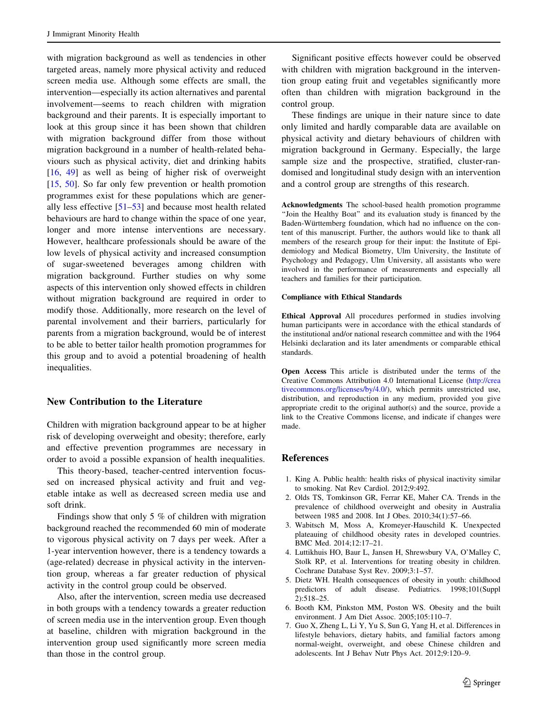with migration background as well as tendencies in other targeted areas, namely more physical activity and reduced screen media use. Although some effects are small, the intervention—especially its action alternatives and parental involvement—seems to reach children with migration background and their parents. It is especially important to look at this group since it has been shown that children with migration background differ from those without migration background in a number of health-related behaviours such as physical activity, diet and drinking habits [16, 49] as well as being of higher risk of overweight [15, 50]. So far only few prevention or health promotion programmes exist for these populations which are generally less effective [51–53] and because most health related behaviours are hard to change within the space of one year, longer and more intense interventions are necessary. However, healthcare professionals should be aware of the low levels of physical activity and increased consumption of sugar-sweetened beverages among children with migration background. Further studies on why some aspects of this intervention only showed effects in children without migration background are required in order to modify those. Additionally, more research on the level of parental involvement and their barriers, particularly for parents from a migration background, would be of interest to be able to better tailor health promotion programmes for this group and to avoid a potential broadening of health inequalities.

## New Contribution to the Literature

Children with migration background appear to be at higher risk of developing overweight and obesity; therefore, early and effective prevention programmes are necessary in order to avoid a possible expansion of health inequalities.

This theory-based, teacher-centred intervention focussed on increased physical activity and fruit and vegetable intake as well as decreased screen media use and soft drink.

Findings show that only 5 % of children with migration background reached the recommended 60 min of moderate to vigorous physical activity on 7 days per week. After a 1-year intervention however, there is a tendency towards a (age-related) decrease in physical activity in the intervention group, whereas a far greater reduction of physical activity in the control group could be observed.

Also, after the intervention, screen media use decreased in both groups with a tendency towards a greater reduction of screen media use in the intervention group. Even though at baseline, children with migration background in the intervention group used significantly more screen media than those in the control group.

Significant positive effects however could be observed with children with migration background in the intervention group eating fruit and vegetables significantly more often than children with migration background in the control group.

These findings are unique in their nature since to date only limited and hardly comparable data are available on physical activity and dietary behaviours of children with migration background in Germany. Especially, the large sample size and the prospective, stratified, cluster-randomised and longitudinal study design with an intervention and a control group are strengths of this research.

**Acknowledgments** The school-based health promotion programme "Join the Healthy Boat" and its evaluation study is financed by the Baden-Württemberg foundation, which had no influence on the content of this manuscript. Further, the authors would like to thank all members of the research group for their input: the Institute of Epidemiology and Medical Biometry, Ulm University, the Institute of Psychology and Pedagogy, Ulm University, all assistants who were involved in the performance of measurements and especially all teachers and families for their participation.

**Compliance with Ethical Standards**

**Ethical Approval** All procedures performed in studies involving human participants were in accordance with the ethical standards of the institutional and/or national research committee and with the 1964 Helsinki declaration and its later amendments or comparable ethical standards.

**Open Access** This article is distributed under the terms of the Creative Commons Attribution 4.0 International License (http://creativecommons.org/licenses/by/4.0/), which permits unrestricted use, distribution, and reproduction in any medium, provided you give appropriate credit to the original author(s) and the source, provide a link to the Creative Commons license, and indicate if changes were made.

## References

1. King A. Public health: health risks of physical inactivity similar to smoking. Nat Rev Cardiol. 2012;9:492.
2. Olds TS, Tomkinson GR, Ferrar KE, Maher CA. Trends in the prevalence of childhood overweight and obesity in Australia between 1985 and 2008. Int J Obes. 2010;34(1):57–66.
3. Wabitsch M, Moss A, Kromeyer-Hauschild K. Unexpected plateauing of childhood obesity rates in developed countries. BMC Med. 2014;12:17–21.
4. Luttikhuis HO, Baur L, Jansen H, Shrewsbury VA, O'Malley C, Stolk RP, et al. Interventions for treating obesity in children. Cochrane Database Syst Rev. 2009;3:1–57.
5. Dietz WH. Health consequences of obesity in youth: childhood predictors of adult disease. Pediatrics. 1998;101(Suppl 2):518–25.
6. Booth KM, Pinkston MM, Poston WS. Obesity and the built environment. J Am Diet Assoc. 2005;105:110–7.
7. Guo X, Zheng L, Li Y, Yu S, Sun G, Yang H, et al. Differences in lifestyle behaviors, dietary habits, and familial factors among normal-weight, overweight, and obese Chinese children and adolescents. Int J Behav Nutr Phys Act. 2012;9:120–9.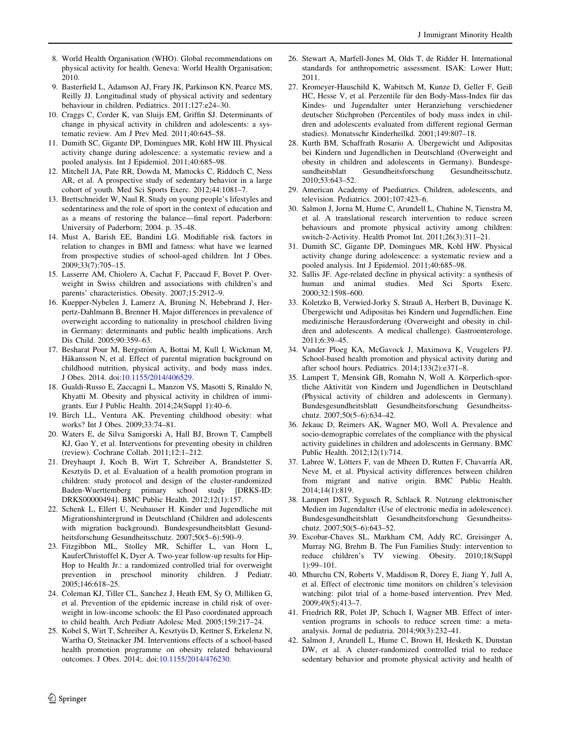8. World Health Organisation (WHO). Global recommendations on physical activity for health. Geneva: World Health Organisation; 2010.
9. Basterfield L, Adamson AJ, Frary JK, Parkinson KN, Pearce MS, Reilly JJ. Longitudinal study of physical activity and sedentary behaviour in children. Pediatrics. 2011;127:e24–30.
10. Craggs C, Corder K, van Sluijs EM, Griffin SJ. Determinants of change in physical activity in children and adolescents: a systematic review. Am J Prev Med. 2011;40:645–58.
11. Dumith SC, Gigante DP, Domingues MR, Kohl HW III. Physical activity change during adolescence: a systematic review and a pooled analysis. Int J Epidemiol. 2011;40:685–98.
12. Mitchell JA, Pate RR, Dowda M, Mattocks C, Riddoch C, Ness AR, et al. A prospective study of sedentary behavior in a large cohort of youth. Med Sci Sports Exerc. 2012;44:1081–7.
13. Brettschneider W, Naul R. Study on young people's lifestyles and sedentariness and the role of sport in the context of education and as a means of restoring the balance—final report. Paderborn: University of Paderborn; 2004. p. 35–48.
14. Must A, Barish EE, Bandini LG. Modifiable risk factors in relation to changes in BMI and fatness: what have we learned from prospective studies of school-aged children. Int J Obes. 2009;33(7):705–15.
15. Lasserre AM, Chiolero A, Cachat F, Paccaud F, Bovet P. Overweight in Swiss children and associations with children's and parents' characteristics. Obesity. 2007;15:2912–9.
16. Kuepper-Nybelen J, Lamerz A, Bruning N, Hebebrand J, Herpertz-Dahlmann B, Brenner H. Major differences in prevalence of overweight according to nationality in preschool children living in Germany: determinants and public health implications. Arch Dis Child. 2005;90:359–63.
17. Besharat Pour M, Bergström A, Bottai M, Kull I, Wickman M, Håkansson N, et al. Effect of parental migration background on childhood nutrition, physical activity, and body mass index. J Obes. 2014. doi:10.1155/2014/406529.
18. Gualdi-Russo E, Zaccagni L, Manzon VS, Masotti S, Rinaldo N, Khyatti M. Obesity and physical activity in children of immigrants. Eur J Public Health. 2014;24(Suppl 1):40–6.
19. Birch LL, Ventura AK. Preventing childhood obesity: what works? Int J Obes. 2009;33:74–81.
20. Waters E, de Silva Sanigorski A, Hall BJ, Brown T, Campbell KJ, Gao Y, et al. Interventions for preventing obesity in children (review). Cochrane Collab. 2011;12:1–212.
21. Dreyhaupt J, Koch B, Wirt T, Schreiber A, Brandstetter S, Kesztyüs D, et al. Evaluation of a health promotion program in children: study protocol and design of the cluster-randomized Baden-Wuerttemberg primary school study [DRKS-ID: DRKS00000494]. BMC Public Health. 2012;12(1):157.
22. Schenk L, Ellert U, Neuhauser H. Kinder und Jugendliche mit Migrationshintergrund in Deutschland (Children and adolescents with migration background). Bundesgesundheitsblatt Gesundheitsforschung Gesundheitsschutz. 2007;50(5–6):590–9.
23. Fitzgibbon ML, Stolley MR, Schiffer L, van Horn L, KauferChristoffel K, Dyer A. Two-year follow-up results for Hip-Hop to Health Jr.: a randomized controlled trial for overweight prevention in preschool minority children. J Pediatr. 2005;146:618–25.
24. Coleman KJ, Tiller CL, Sanchez J, Heath EM, Sy O, Milliken G, et al. Prevention of the epidemic increase in child risk of overweight in low-income schools: the El Paso coordinated approach to child health. Arch Pediatr Adolesc Med. 2005;159:217–24.
25. Kobel S, Wirt T, Schreiber A, Kesztyüs D, Kettner S, Erkelenz N, Wartha O, Steinacker JM. Interventions effects of a school-based health promotion programme on obesity related behavioural outcomes. J Obes. 2014;. doi:10.1155/2014/476230.
26. Stewart A, Marfell-Jones M, Olds T, de Ridder H. International standards for anthropometric assessment. ISAK: Lower Hutt; 2011.
27. Kromeyer-Hauschild K, Wabitsch M, Kunze D, Geller F, Geiß HC, Hesse V, et al. Perzentile für den Body-Mass-Index für das Kindes- und Jugendalter unter Heranziehung verschiedener deutscher Stichproben (Percentiles of body mass index in children and adolescents evaluated from different regional German studies). Monatsschr Kinderheilkd. 2001;149:807–18.
28. Kurth BM, Schaffrath Rosario A. Übergewicht und Adipositas bei Kindern und Jugendlichen in Deutschland (Overweight and obesity in children and adolescents in Germany). Bundesgesundheitsblatt Gesundheitsforschung Gesundheitsschutz. 2010;53:643–52.
29. American Academy of Paediatrics. Children, adolescents, and television. Pediatrics. 2001;107:423–6.
30. Salmon J, Jorna M, Hume C, Arundell L, Chahine N, Tienstra M, et al. A translational research intervention to reduce screen behaviours and promote physical activity among children: switch-2-Activity. Health Promot Int. 2011;26(3):311–21.
31. Dumith SC, Gigante DP, Domingues MR, Kohl HW. Physical activity change during adolescence: a systematic review and a pooled analysis. Int J Epidemiol. 2011;40:685–98.
32. Sallis JF. Age-related decline in physical activity: a synthesis of human and animal studies. Med Sci Sports Exerc. 2000;32:1598–600.
33. Koletzko B, Verwied-Jorky S, Strauß A, Herbert B, Duvinage K. Übergewicht und Adipositas bei Kindern und Jugendlichen. Eine medizinische Herausforderung (Overweight and obesity in children and adolescents. A medical challenge). Gastroenterologe. 2011;6:39–45.
34. Vander Ploeg KA, McGavock J, Maximova K, Veugelers PJ. School-based health promotion and physical activity during and after school hours. Pediatrics. 2014;133(2):e371–8.
35. Lampert T, Mensink GB, Romahn N, Woll A. Körperlich-sportliche Aktivität von Kindern und Jugendlichen in Deutschland (Physical activity of children and adolescents in Germany). Bundesgesundheitsblatt Gesundheitsforschung Gesundheitsschutz. 2007;50(5–6):634–42.
36. Jekauc D, Reimers AK, Wagner MO, Woll A. Prevalence and socio-demographic correlates of the compliance with the physical activity guidelines in children and adolescents in Germany. BMC Public Health. 2012;12(1):714.
37. Labree W, Lötters F, van de Mheen D, Rutten F, Chavarría AR, Neve M, et al. Physical activity differences between children from migrant and native origin. BMC Public Health. 2014;14(1):819.
38. Lampert DST, Sygusch R, Schlack R. Nutzung elektronischer Medien im Jugendalter (Use of electronic media in adolescence). Bundesgesundheitsblatt Gesundheitsforschung Gesundheitsschutz. 2007;50(5–6):643–52.
39. Escobar-Chaves SL, Markham CM, Addy RC, Greisinger A, Murray NG, Brehm B. The Fun Families Study: intervention to reduce children's TV viewing. Obesity. 2010;18(Suppl 1):99–101.
40. Mhurchu CN, Roberts V, Maddison R, Dorey E, Jiang Y, Jull A, et al. Effect of electronic time monitors on children's television watching: pilot trial of a home-based intervention. Prev Med. 2009;49(5):413–7.
41. Friedrich RR, Polet JP, Schuch I, Wagner MB. Effect of intervention programs in schools to reduce screen time: a meta-analysis. Jornal de pediatria. 2014;90(3):232–41.
42. Salmon J, Arundell L, Hume C, Brown H, Hesketh K, Dunstan DW, et al. A cluster-randomized controlled trial to reduce sedentary behavior and promote physical activity and health of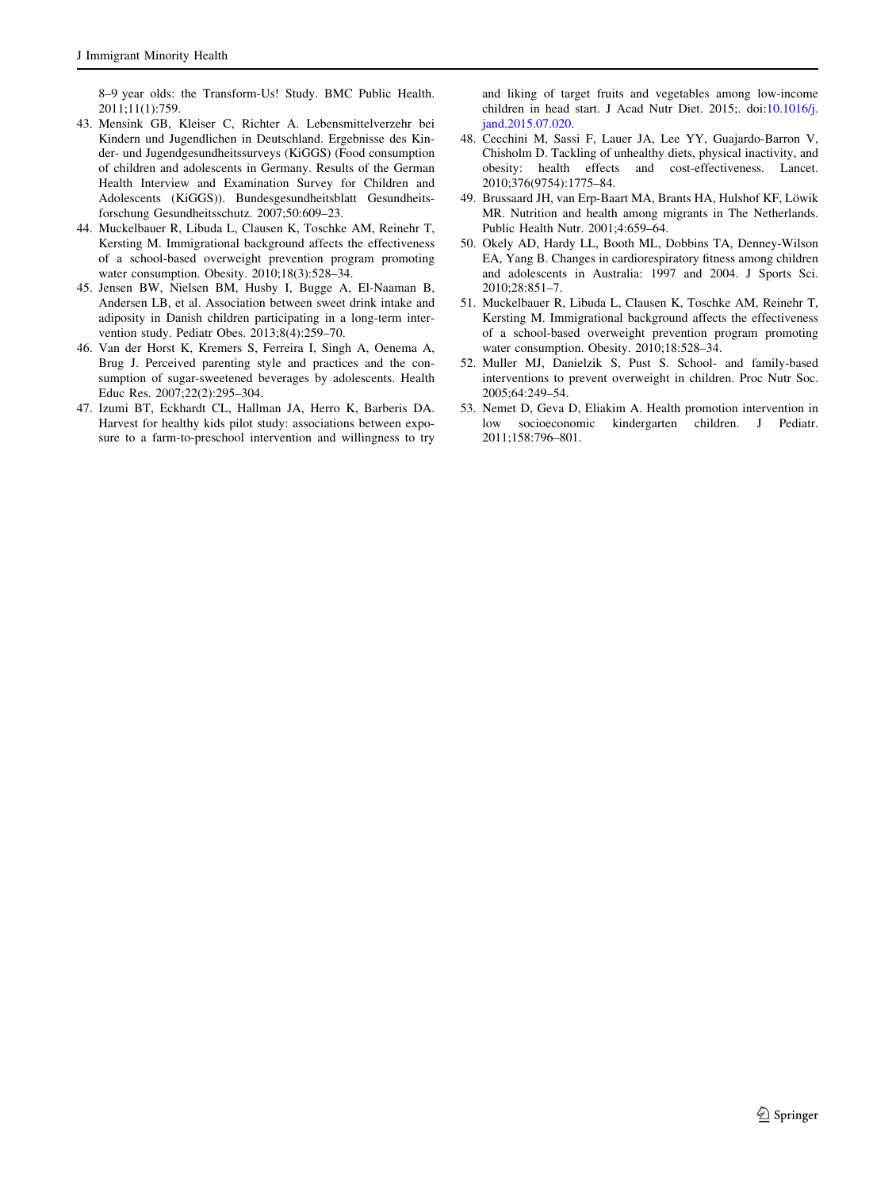8–9 year olds: the Transform-Us! Study. BMC Public Health. 2011;11(1):759.

43. Mensink GB, Kleiser C, Richter A. Lebensmittelverzehr bei Kindern und Jugendlichen in Deutschland. Ergebnisse des Kinder- und Jugendgesundheitssurveys (KiGGS) (Food consumption of children and adolescents in Germany. Results of the German Health Interview and Examination Survey for Children and Adolescents (KiGGS)). Bundesgesundheitsblatt Gesundheitsforschung Gesundheitsschutz. 2007;50:609–23.
44. Muckelbauer R, Libuda L, Clausen K, Toschke AM, Reinehr T, Kersting M. Immigrational background affects the effectiveness of a school-based overweight prevention program promoting water consumption. Obesity. 2010;18(3):528–34.
45. Jensen BW, Nielsen BM, Husby I, Bugge A, El-Naaman B, Andersen LB, et al. Association between sweet drink intake and adiposity in Danish children participating in a long-term intervention study. Pediatr Obes. 2013;8(4):259–70.
46. Van der Horst K, Kremers S, Ferreira I, Singh A, Oenema A, Brug J. Perceived parenting style and practices and the consumption of sugar-sweetened beverages by adolescents. Health Educ Res. 2007;22(2):295–304.
47. Izumi BT, Eckhardt CL, Hallman JA, Herro K, Barberis DA. Harvest for healthy kids pilot study: associations between exposure to a farm-to-preschool intervention and willingness to try and liking of target fruits and vegetables among low-income children in head start. J Acad Nutr Diet. 2015;. doi:10.1016/j.jand.2015.07.020.
48. Cecchini M, Sassi F, Lauer JA, Lee YY, Guajardo-Barron V, Chisholm D. Tackling of unhealthy diets, physical inactivity, and obesity: health effects and cost-effectiveness. Lancet. 2010;376(9754):1775–84.
49. Brussaard JH, van Erp-Baart MA, Brants HA, Hulshof KF, Löwik MR. Nutrition and health among migrants in The Netherlands. Public Health Nutr. 2001;4:659–64.
50. Okely AD, Hardy LL, Booth ML, Dobbins TA, Denney-Wilson EA, Yang B. Changes in cardiorespiratory fitness among children and adolescents in Australia: 1997 and 2004. J Sports Sci. 2010;28:851–7.
51. Muckelbauer R, Libuda L, Clausen K, Toschke AM, Reinehr T, Kersting M. Immigrational background affects the effectiveness of a school-based overweight prevention program promoting water consumption. Obesity. 2010;18:528–34.
52. Muller MJ, Danielzik S, Pust S. School- and family-based interventions to prevent overweight in children. Proc Nutr Soc. 2005;64:249–54.
53. Nemet D, Geva D, Eliakim A. Health promotion intervention in low socioeconomic kindergarten children. J Pediatr. 2011;158:796–801.